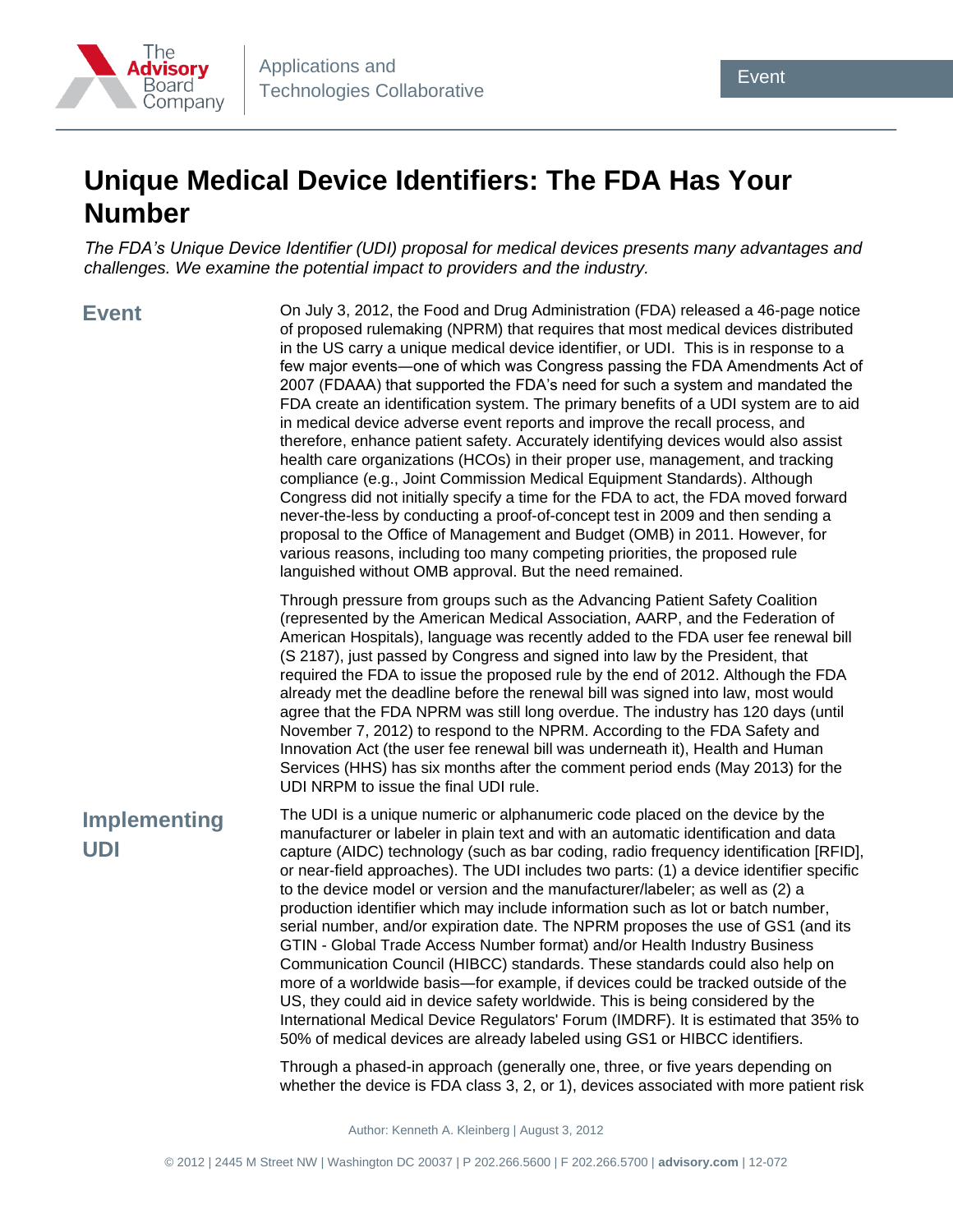# Unique Medical Device Identifiers: The FDA Has Your Number

*The FDA's Unique Device Identifier (UDI) proposal for medical devices presents many advantages and challenges. We examine the potential impact to providers and the industry.*

## Event

On July 3, 2012, the Food and Drug Administration (FDA) released a 46-page notice of proposed rulemaking (NPRM) that requires that most medical devices distributed in the US carry a unique medical device identifier, or UDI. This is in response to a few major events—one of which was Congress passing the FDA Amendments Act of 2007 (FDAAA) that supported the FDA's need for such a system and mandated the FDA create an identification system. The primary benefits of a UDI system are to aid in medical device adverse event reports and improve the recall process, and therefore, enhance patient safety. Accurately identifying devices would also assist health care organizations (HCOs) in their proper use, management, and tracking compliance (e.g., Joint Commission Medical Equipment Standards). Although Congress did not initially specify a time for the FDA to act, the FDA moved forward never-the-less by conducting a proof-of-concept test in 2009 and then sending a proposal to the Office of Management and Budget (OMB) in 2011. However, for various reasons, including too many competing priorities, the proposed rule languished without OMB approval. But the need remained.

Through pressure from groups such as the Advancing Patient Safety Coalition (represented by the American Medical Association, AARP, and the Federation of American Hospitals), language was recently added to the FDA user fee renewal bill (S 2187), just passed by Congress and signed into law by the President, that required the FDA to issue the proposed rule by the end of 2012. Although the FDA already met the deadline before the renewal bill was signed into law, most would agree that the FDA NPRM was still long overdue. The industry has 120 days (until November 7, 2012) to respond to the NPRM. According to the FDA Safety and Innovation Act (the user fee renewal bill was underneath it), Health and Human Services (HHS) has six months after the comment period ends (May 2013) for the UDI NRPM to issue the final UDI rule.

## Implementing UDI

The UDI is a unique numeric or alphanumeric code placed on the device by the manufacturer or labeler in plain text and with an automatic identification and data capture (AIDC) technology (such as bar coding, radio frequency identification [RFID], or near-field approaches). The UDI includes two parts: (1) a device identifier specific to the device model or version and the manufacturer/labeler; as well as (2) a production identifier which may include information such as lot or batch number, serial number, and/or expiration date. The NPRM proposes the use of GS1 (and its GTIN - Global Trade Access Number format) and/or Health Industry Business Communication Council (HIBCC) standards. These standards could also help on more of a worldwide basis—for example, if devices could be tracked outside of the US, they could aid in device safety worldwide. This is being considered by the International Medical Device Regulators' Forum (IMDRF). It is estimated that 35% to 50% of medical devices are already labeled using GS1 or HIBCC identifiers.

Through a phased-in approach (generally one, three, or five years depending on whether the device is FDA class 3, 2, or 1), devices associated with more patient risk

Author: Kenneth A. Kleinberg | August 3, 2012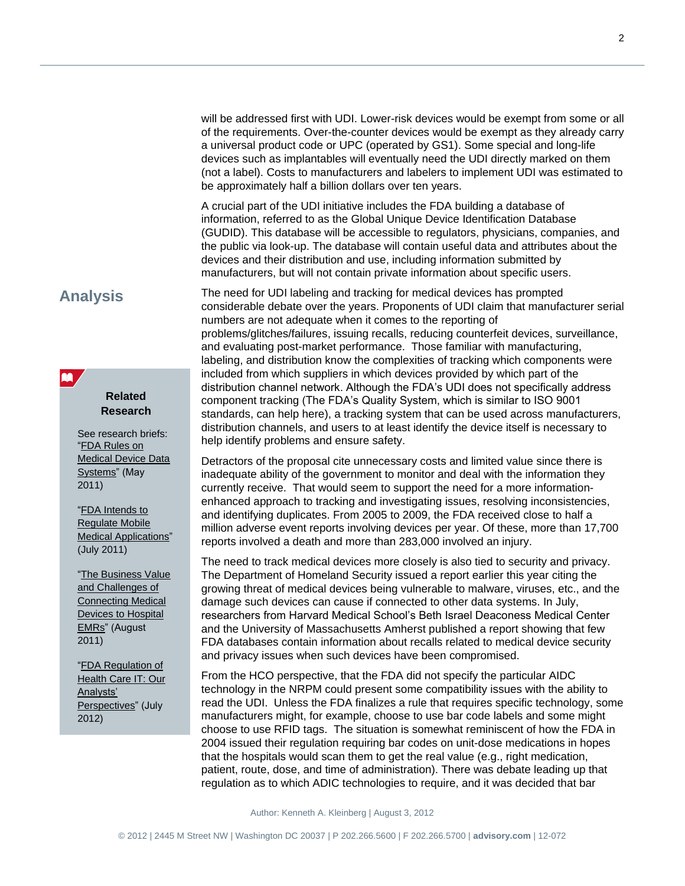will be addressed first with UDI. Lower-risk devices would be exempt from some or all of the requirements. Over-the-counter devices would be exempt as they already carry a universal product code or UPC (operated by GS1). Some special and long-life devices such as implantables will eventually need the UDI directly marked on them (not a label). Costs to manufacturers and labelers to implement UDI was estimated to be approximately half a billion dollars over ten years.

A crucial part of the UDI initiative includes the FDA building a database of information, referred to as the Global Unique Device Identification Database (GUDID). This database will be accessible to regulators, physicians, companies, and the public via look-up. The database will contain useful data and attributes about the devices and their distribution and use, including information submitted by manufacturers, but will not contain private information about specific users.

## Analysis

The need for UDI labeling and tracking for medical devices has prompted considerable debate over the years. Proponents of UDI claim that manufacturer serial numbers are not adequate when it comes to the reporting of problems/glitches/failures, issuing recalls, reducing counterfeit devices, surveillance, and evaluating post-market performance. Those familiar with manufacturing, labeling, and distribution know the complexities of tracking which components were included from which suppliers in which devices provided by which part of the distribution channel network. Although the FDA's UDI does not specifically address component tracking (The FDA's Quality System, which is similar to ISO 9001 standards, can help here), a tracking system that can be used across manufacturers, distribution channels, and users to at least identify the device itself is necessary to help identify problems and ensure safety.

Detractors of the proposal cite unnecessary costs and limited value since there is inadequate ability of the government to monitor and deal with the information they currently receive. That would seem to support the need for a more information-enhanced approach to tracking and investigating issues, resolving inconsistencies, and identifying duplicates. From 2005 to 2009, the FDA received close to half a million adverse event reports involving devices per year. Of these, more than 17,700 reports involved a death and more than 283,000 involved an injury.

The need to track medical devices more closely is also tied to security and privacy. The Department of Homeland Security issued a report earlier this year citing the growing threat of medical devices being vulnerable to malware, viruses, etc., and the damage such devices can cause if connected to other data systems. In July, researchers from Harvard Medical School's Beth Israel Deaconess Medical Center and the University of Massachusetts Amherst published a report showing that few FDA databases contain information about recalls related to medical device security and privacy issues when such devices have been compromised.

From the HCO perspective, that the FDA did not specify the particular AIDC technology in the NRPM could present some compatibility issues with the ability to read the UDI. Unless the FDA finalizes a rule that requires specific technology, some manufacturers might, for example, choose to use bar code labels and some might choose to use RFID tags. The situation is somewhat reminiscent of how the FDA in 2004 issued their regulation requiring bar codes on unit-dose medications in hopes that the hospitals would scan them to get the real value (e.g., right medication, patient, route, dose, and time of administration). There was debate leading up that regulation as to which ADIC technologies to require, and it was decided that bar

### Related Research

See research briefs:
"FDA Rules on Medical Device Data Systems" (May 2011)

"FDA Intends to Regulate Mobile Medical Applications" (July 2011)

"The Business Value and Challenges of Connecting Medical Devices to Hospital EMRs" (August 2011)

"FDA Regulation of Health Care IT: Our Analysts' Perspectives" (July 2012)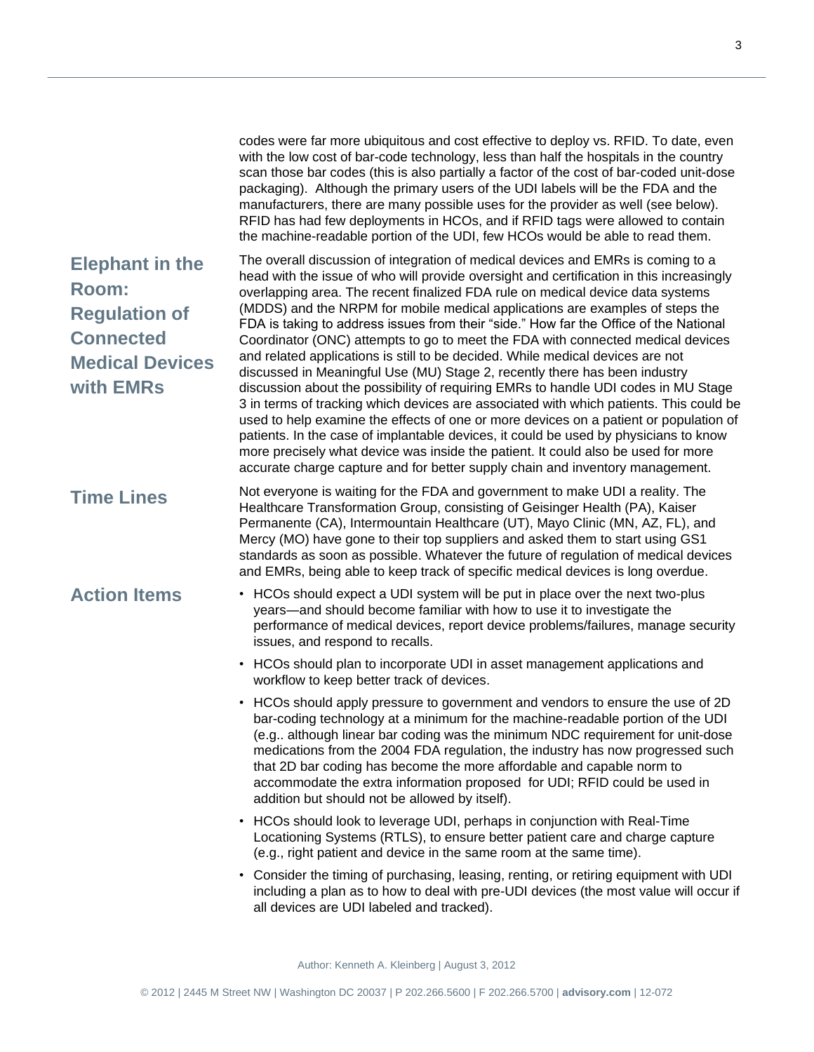codes were far more ubiquitous and cost effective to deploy vs. RFID. To date, even with the low cost of bar-code technology, less than half the hospitals in the country scan those bar codes (this is also partially a factor of the cost of bar-coded unit-dose packaging). Although the primary users of the UDI labels will be the FDA and the manufacturers, there are many possible uses for the provider as well (see below). RFID has had few deployments in HCOs, and if RFID tags were allowed to contain the machine-readable portion of the UDI, few HCOs would be able to read them.

## Elephant in the Room: Regulation of Connected Medical Devices with EMRs

The overall discussion of integration of medical devices and EMRs is coming to a head with the issue of who will provide oversight and certification in this increasingly overlapping area. The recent finalized FDA rule on medical device data systems (MDDS) and the NRPM for mobile medical applications are examples of steps the FDA is taking to address issues from their "side." How far the Office of the National Coordinator (ONC) attempts to go to meet the FDA with connected medical devices and related applications is still to be decided. While medical devices are not discussed in Meaningful Use (MU) Stage 2, recently there has been industry discussion about the possibility of requiring EMRs to handle UDI codes in MU Stage 3 in terms of tracking which devices are associated with which patients. This could be used to help examine the effects of one or more devices on a patient or population of patients. In the case of implantable devices, it could be used by physicians to know more precisely what device was inside the patient. It could also be used for more accurate charge capture and for better supply chain and inventory management.

## Time Lines

Not everyone is waiting for the FDA and government to make UDI a reality. The Healthcare Transformation Group, consisting of Geisinger Health (PA), Kaiser Permanente (CA), Intermountain Healthcare (UT), Mayo Clinic (MN, AZ, FL), and Mercy (MO) have gone to their top suppliers and asked them to start using GS1 standards as soon as possible. Whatever the future of regulation of medical devices and EMRs, being able to keep track of specific medical devices is long overdue.

## Action Items

- HCOs should expect a UDI system will be put in place over the next two-plus years—and should become familiar with how to use it to investigate the performance of medical devices, report device problems/failures, manage security issues, and respond to recalls.
- HCOs should plan to incorporate UDI in asset management applications and workflow to keep better track of devices.
- HCOs should apply pressure to government and vendors to ensure the use of 2D bar-coding technology at a minimum for the machine-readable portion of the UDI (e.g.. although linear bar coding was the minimum NDC requirement for unit-dose medications from the 2004 FDA regulation, the industry has now progressed such that 2D bar coding has become the more affordable and capable norm to accommodate the extra information proposed for UDI; RFID could be used in addition but should not be allowed by itself).
- HCOs should look to leverage UDI, perhaps in conjunction with Real-Time Locationing Systems (RTLS), to ensure better patient care and charge capture (e.g., right patient and device in the same room at the same time).
- Consider the timing of purchasing, leasing, renting, or retiring equipment with UDI including a plan as to how to deal with pre-UDI devices (the most value will occur if all devices are UDI labeled and tracked).

Author: Kenneth A. Kleinberg | August 3, 2012